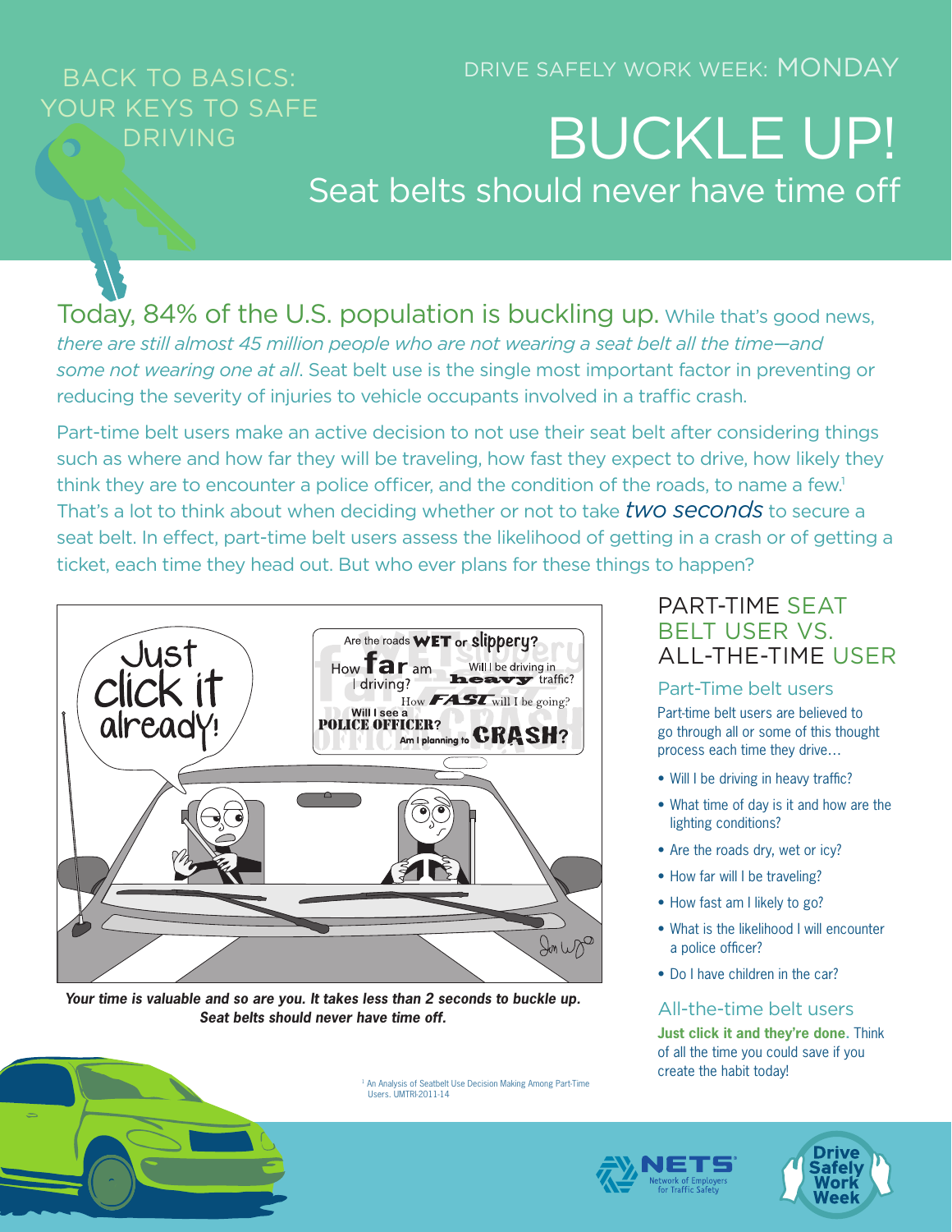BACK TO BASICS: YOUR KEYS TO SAFE DRIVING

DRIVE SAFELY WORK WEEK: MONDAY

# BUCKLE UP!

## Seat belts should never have time off

Today, 84% of the U.S. population is buckling up. While that's good news, *there are still almost 45 million people who are not wearing a seat belt all the time—and some not wearing one at all*. Seat belt use is the single most important factor in preventing or reducing the severity of injuries to vehicle occupants involved in a traffic crash.

Part-time belt users make an active decision to not use their seat belt after considering things such as where and how far they will be traveling, how fast they expect to drive, how likely they think they are to encounter a police officer, and the condition of the roads, to name a few.[1] That's a lot to think about when deciding whether or not to take *two seconds* to secure a seat belt. In effect, part-time belt users assess the likelihood of getting in a crash or of getting a ticket, each time they head out. But who ever plans for these things to happen?

***Your time is valuable and so are you. It takes less than 2 seconds to buckle up. Seat belts should never have time off.***

## PART-TIME SEAT BELT USER VS. ALL-THE-TIME USER

### Part-Time belt users

Part-time belt users are believed to go through all or some of this thought process each time they drive…

- Will I be driving in heavy traffic?
- What time of day is it and how are the lighting conditions?
- Are the roads dry, wet or icy?
- How far will I be traveling?
- How fast am I likely to go?
- What is the likelihood I will encounter a police officer?
- Do I have children in the car?

### All-the-time belt users

**Just click it and they're done.** Think of all the time you could save if you create the habit today!

[1] An Analysis of Seatbelt Use Decision Making Among Part-Time Users. UMTRI-2011-14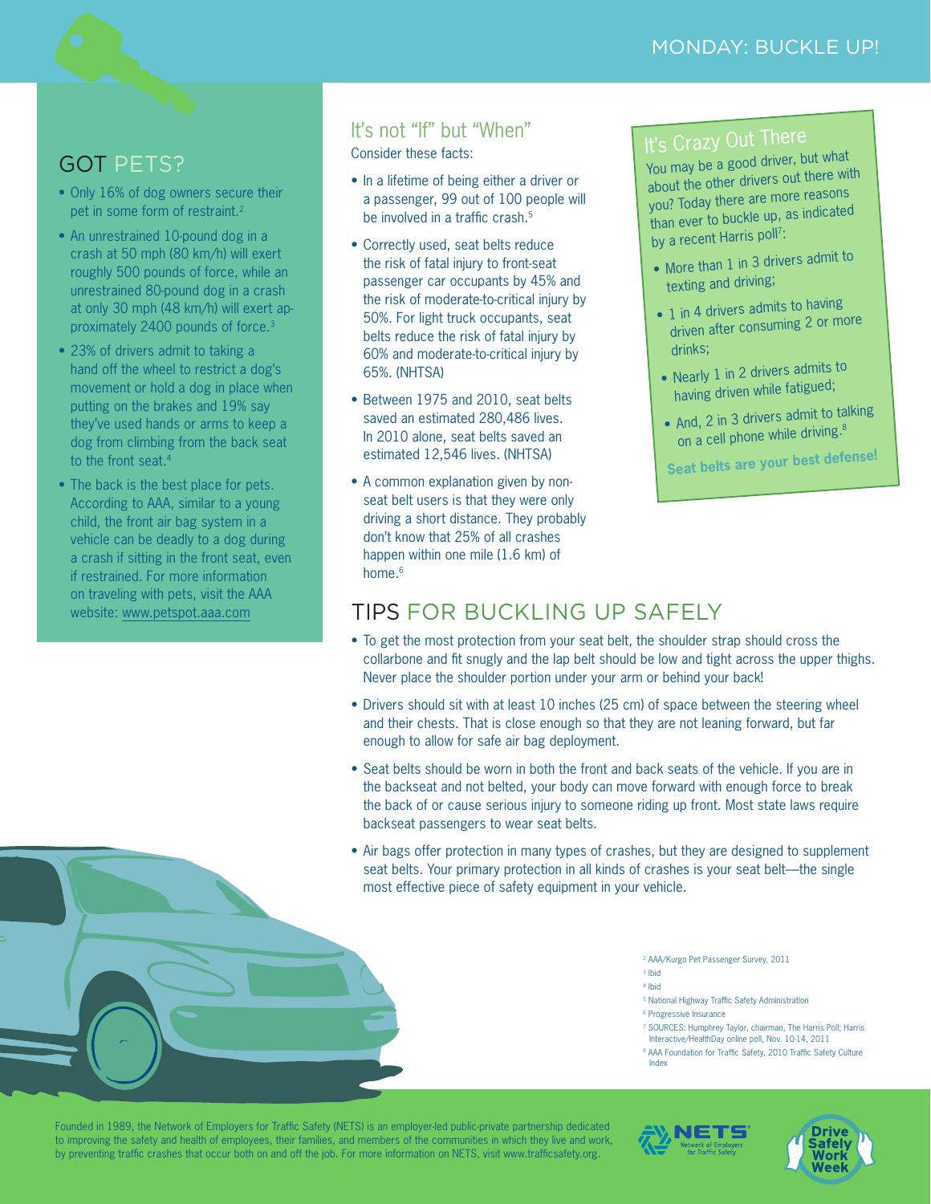# MONDAY: BUCKLE UP!

## GOT PETS?

- Only 16% of dog owners secure their pet in some form of restraint.[2]
- An unrestrained 10-pound dog in a crash at 50 mph (80 km/h) will exert roughly 500 pounds of force, while an unrestrained 80-pound dog in a crash at only 30 mph (48 km/h) will exert approximately 2400 pounds of force.[3]
- 23% of drivers admit to taking a hand off the wheel to restrict a dog's movement or hold a dog in place when putting on the brakes and 19% say they've used hands or arms to keep a dog from climbing from the back seat to the front seat.[4]
- The back is the best place for pets. According to AAA, similar to a young child, the front air bag system in a vehicle can be deadly to a dog during a crash if sitting in the front seat, even if restrained. For more information on traveling with pets, visit the AAA website: www.petspot.aaa.com

## It's not "If" but "When"

Consider these facts:

- In a lifetime of being either a driver or a passenger, 99 out of 100 people will be involved in a traffic crash.[5]
- Correctly used, seat belts reduce the risk of fatal injury to front-seat passenger car occupants by 45% and the risk of moderate-to-critical injury by 50%. For light truck occupants, seat belts reduce the risk of fatal injury by 60% and moderate-to-critical injury by 65%. (NHTSA)
- Between 1975 and 2010, seat belts saved an estimated 280,486 lives. In 2010 alone, seat belts saved an estimated 12,546 lives. (NHTSA)
- A common explanation given by non-seat belt users is that they were only driving a short distance. They probably don't know that 25% of all crashes happen within one mile (1.6 km) of home.[6]

## It's Crazy Out There

You may be a good driver, but what about the other drivers out there with you? Today there are more reasons than ever to buckle up, as indicated by a recent Harris poll[7]:

- More than 1 in 3 drivers admit to texting and driving;
- 1 in 4 drivers admits to having driven after consuming 2 or more drinks;
- Nearly 1 in 2 drivers admits to having driven while fatigued;
- And, 2 in 3 drivers admit to talking on a cell phone while driving.[8]

**Seat belts are your best defense!**

## TIPS FOR BUCKLING UP SAFELY

- To get the most protection from your seat belt, the shoulder strap should cross the collarbone and fit snugly and the lap belt should be low and tight across the upper thighs. Never place the shoulder portion under your arm or behind your back!
- Drivers should sit with at least 10 inches (25 cm) of space between the steering wheel and their chests. That is close enough so that they are not leaning forward, but far enough to allow for safe air bag deployment.
- Seat belts should be worn in both the front and back seats of the vehicle. If you are in the backseat and not belted, your body can move forward with enough force to break the back of or cause serious injury to someone riding up front. Most state laws require backseat passengers to wear seat belts.
- Air bags offer protection in many types of crashes, but they are designed to supplement seat belts. Your primary protection in all kinds of crashes is your seat belt—the single most effective piece of safety equipment in your vehicle.

[2] AAA/Kurgo Pet Passenger Survey, 2011
[3] Ibid
[4] Ibid
[5] National Highway Traffic Safety Administration
[6] Progressive Insurance
[7] SOURCES: Humphrey Taylor, chairman, The Harris Poll; Harris Interactive/HealthDay online poll, Nov. 10-14, 2011
[8] AAA Foundation for Traffic Safety, 2010 Traffic Safety Culture Index

Founded in 1989, the Network of Employers for Traffic Safety (NETS) is an employer-led public-private partnership dedicated to improving the safety and health of employees, their families, and members of the communities in which they live and work, by preventing traffic crashes that occur both on and off the job. For more information on NETS, visit www.trafficsafety.org.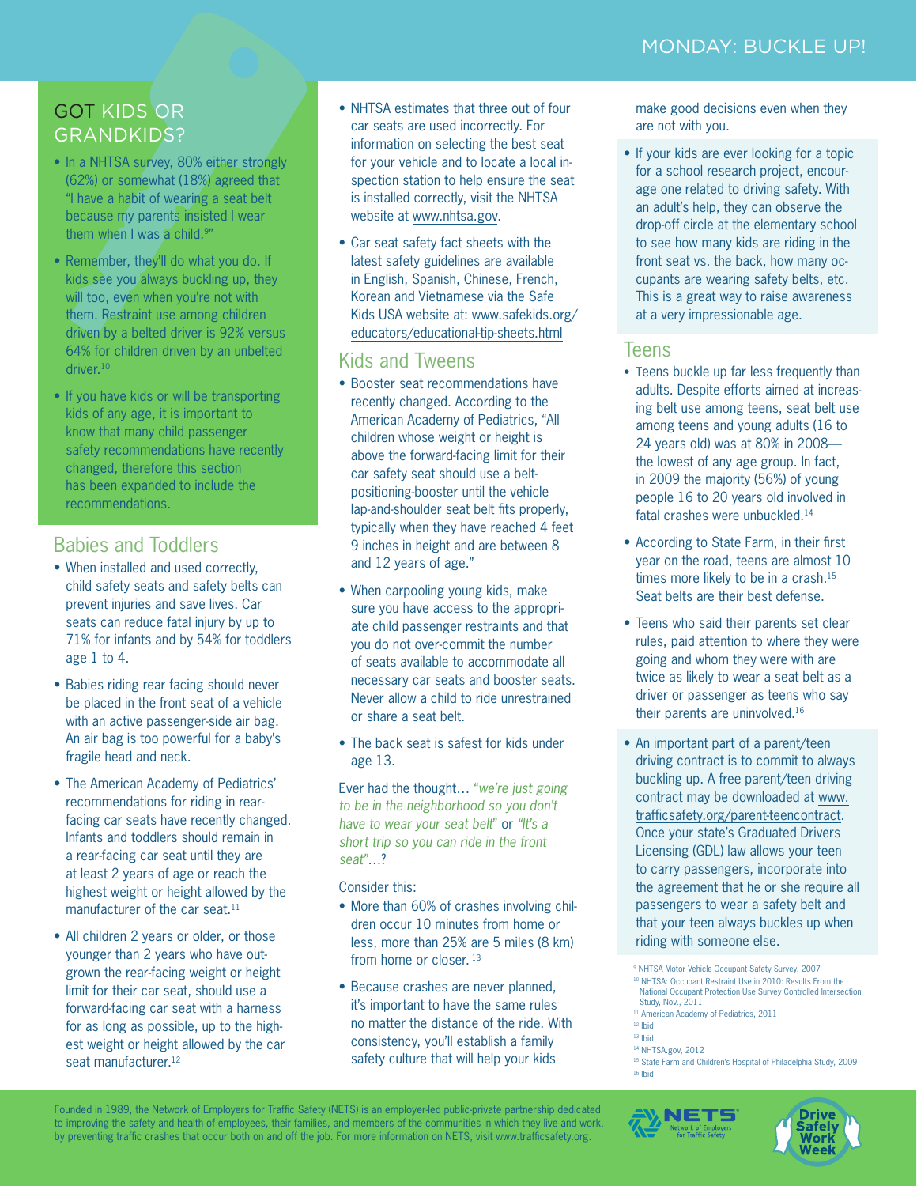# MONDAY: BUCKLE UP!

## GOT KIDS OR GRANDKIDS?

- In a NHTSA survey, 80% either strongly (62%) or somewhat (18%) agreed that "I have a habit of wearing a seat belt because my parents insisted I wear them when I was a child.[9]"
- Remember, they'll do what you do. If kids see you always buckling up, they will too, even when you're not with them. Restraint use among children driven by a belted driver is 92% versus 64% for children driven by an unbelted driver.[10]
- If you have kids or will be transporting kids of any age, it is important to know that many child passenger safety recommendations have recently changed, therefore this section has been expanded to include the recommendations.

## Babies and Toddlers

- When installed and used correctly, child safety seats and safety belts can prevent injuries and save lives. Car seats can reduce fatal injury by up to 71% for infants and by 54% for toddlers age 1 to 4.
- Babies riding rear facing should never be placed in the front seat of a vehicle with an active passenger-side air bag. An air bag is too powerful for a baby's fragile head and neck.
- The American Academy of Pediatrics' recommendations for riding in rear-facing car seats have recently changed. Infants and toddlers should remain in a rear-facing car seat until they are at least 2 years of age or reach the highest weight or height allowed by the manufacturer of the car seat.[11]
- All children 2 years or older, or those younger than 2 years who have outgrown the rear-facing weight or height limit for their car seat, should use a forward-facing car seat with a harness for as long as possible, up to the highest weight or height allowed by the car seat manufacturer.[12]
- NHTSA estimates that three out of four car seats are used incorrectly. For information on selecting the best seat for your vehicle and to locate a local inspection station to help ensure the seat is installed correctly, visit the NHTSA website at www.nhtsa.gov.
- Car seat safety fact sheets with the latest safety guidelines are available in English, Spanish, Chinese, French, Korean and Vietnamese via the Safe Kids USA website at: www.safekids.org/educators/educational-tip-sheets.html

## Kids and Tweens

- Booster seat recommendations have recently changed. According to the American Academy of Pediatrics, "All children whose weight or height is above the forward-facing limit for their car safety seat should use a belt-positioning-booster until the vehicle lap-and-shoulder seat belt fits properly, typically when they have reached 4 feet 9 inches in height and are between 8 and 12 years of age."
- When carpooling young kids, make sure you have access to the appropriate child passenger restraints and that you do not over-commit the number of seats available to accommodate all necessary car seats and booster seats. Never allow a child to ride unrestrained or share a seat belt.
- The back seat is safest for kids under age 13.

Ever had the thought… "*we're just going to be in the neighborhood so you don't have to wear your seat belt*" or "*It's a short trip so you can ride in the front seat*"…?

Consider this:

- More than 60% of crashes involving children occur 10 minutes from home or less, more than 25% are 5 miles (8 km) from home or closer.[13]
- Because crashes are never planned, it's important to have the same rules no matter the distance of the ride. With consistency, you'll establish a family safety culture that will help your kids make good decisions even when they are not with you.
- If your kids are ever looking for a topic for a school research project, encourage one related to driving safety. With an adult's help, they can observe the drop-off circle at the elementary school to see how many kids are riding in the front seat vs. the back, how many occupants are wearing safety belts, etc. This is a great way to raise awareness at a very impressionable age.

## Teens

- Teens buckle up far less frequently than adults. Despite efforts aimed at increasing belt use among teens, seat belt use among teens and young adults (16 to 24 years old) was at 80% in 2008—the lowest of any age group. In fact, in 2009 the majority (56%) of young people 16 to 20 years old involved in fatal crashes were unbuckled.[14]
- According to State Farm, in their first year on the road, teens are almost 10 times more likely to be in a crash.[15] Seat belts are their best defense.
- Teens who said their parents set clear rules, paid attention to where they were going and whom they were with are twice as likely to wear a seat belt as a driver or passenger as teens who say their parents are uninvolved.[16]
- An important part of a parent/teen driving contract is to commit to always buckling up. A free parent/teen driving contract may be downloaded at www.trafficsafety.org/parent-teencontract. Once your state's Graduated Drivers Licensing (GDL) law allows your teen to carry passengers, incorporate into the agreement that he or she require all passengers to wear a safety belt and that your teen always buckles up when riding with someone else.

[9] NHTSA Motor Vehicle Occupant Safety Survey, 2007
[10] NHTSA: Occupant Restraint Use in 2010: Results From the National Occupant Protection Use Survey Controlled Intersection Study, Nov., 2011
[11] American Academy of Pediatrics, 2011
[12] Ibid
[13] Ibid
[14] NHTSA.gov, 2012
[15] State Farm and Children's Hospital of Philadelphia Study, 2009
[16] Ibid

Founded in 1989, the Network of Employers for Traffic Safety (NETS) is an employer-led public-private partnership dedicated to improving the safety and health of employees, their families, and members of the communities in which they live and work, by preventing traffic crashes that occur both on and off the job. For more information on NETS, visit www.trafficsafety.org.

NETS Network of Employers for Traffic Safety

Drive Safely Work Week